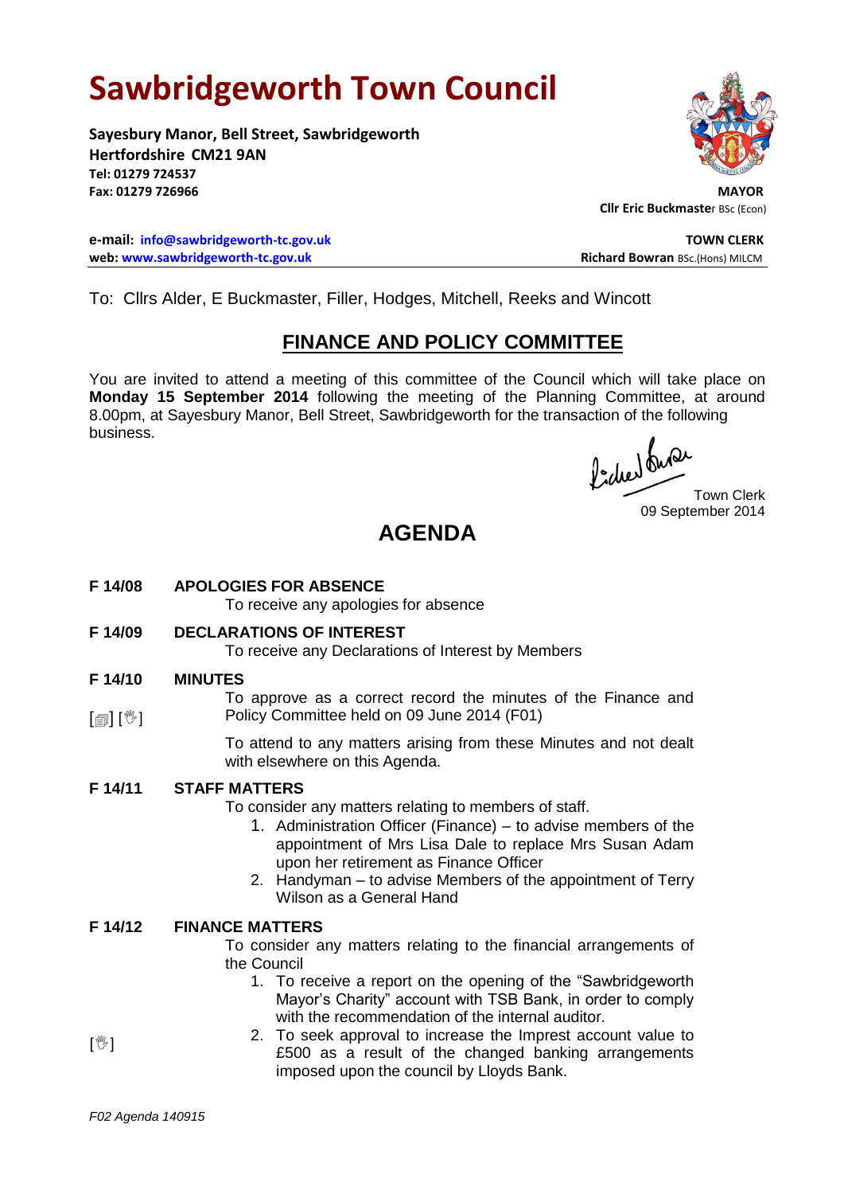# Sawbridgeworth Town Council

**Sayesbury Manor, Bell Street, Sawbridgeworth**
**Hertfordshire CM21 9AN**
**Tel: 01279 724537**
**Fax: 01279 726966**

**MAYOR**
**Cllr Eric Buckmaster** BSc (Econ)

**e-mail: info@sawbridgeworth-tc.gov.uk**
**web: www.sawbridgeworth-tc.gov.uk**

**TOWN CLERK**
**Richard Bowran** BSc.(Hons) MILCM

To: Cllrs Alder, E Buckmaster, Filler, Hodges, Mitchell, Reeks and Wincott

## FINANCE AND POLICY COMMITTEE

You are invited to attend a meeting of this committee of the Council which will take place on **Monday 15 September 2014** following the meeting of the Planning Committee, at around 8.00pm, at Sayesbury Manor, Bell Street, Sawbridgeworth for the transaction of the following business.

Town Clerk
09 September 2014

# AGENDA

**F 14/08 APOLOGIES FOR ABSENCE**

To receive any apologies for absence

**F 14/09 DECLARATIONS OF INTEREST**

To receive any Declarations of Interest by Members

**F 14/10 MINUTES**

[▤] [✋] To approve as a correct record the minutes of the Finance and Policy Committee held on 09 June 2014 (F01)

To attend to any matters arising from these Minutes and not dealt with elsewhere on this Agenda.

**F 14/11 STAFF MATTERS**

To consider any matters relating to members of staff.

1. Administration Officer (Finance) – to advise members of the appointment of Mrs Lisa Dale to replace Mrs Susan Adam upon her retirement as Finance Officer
2. Handyman – to advise Members of the appointment of Terry Wilson as a General Hand

**F 14/12 FINANCE MATTERS**

To consider any matters relating to the financial arrangements of the Council

1. To receive a report on the opening of the "Sawbridgeworth Mayor's Charity" account with TSB Bank, in order to comply with the recommendation of the internal auditor.
2. [✋] To seek approval to increase the Imprest account value to £500 as a result of the changed banking arrangements imposed upon the council by Lloyds Bank.

*F02 Agenda 140915*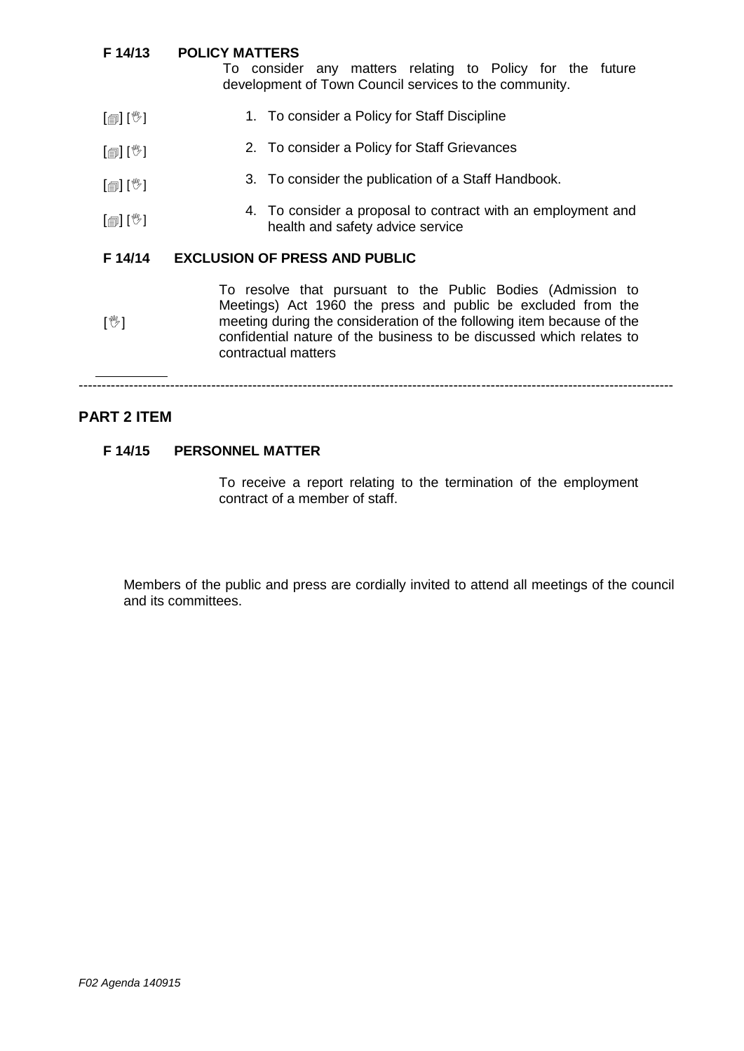**F 14/13 POLICY MATTERS**

To consider any matters relating to Policy for the future development of Town Council services to the community.

[🗐] [🖑] 1. To consider a Policy for Staff Discipline

[🗐] [🖑] 2. To consider a Policy for Staff Grievances

[🗐] [🖑] 3. To consider the publication of a Staff Handbook.

[🗐] [🖑] 4. To consider a proposal to contract with an employment and health and safety advice service

**F 14/14 EXCLUSION OF PRESS AND PUBLIC**

[🖑] To resolve that pursuant to the Public Bodies (Admission to Meetings) Act 1960 the press and public be excluded from the meeting during the consideration of the following item because of the confidential nature of the business to be discussed which relates to contractual matters

---

## PART 2 ITEM

**F 14/15 PERSONNEL MATTER**

To receive a report relating to the termination of the employment contract of a member of staff.

Members of the public and press are cordially invited to attend all meetings of the council and its committees.

*F02 Agenda 140915*